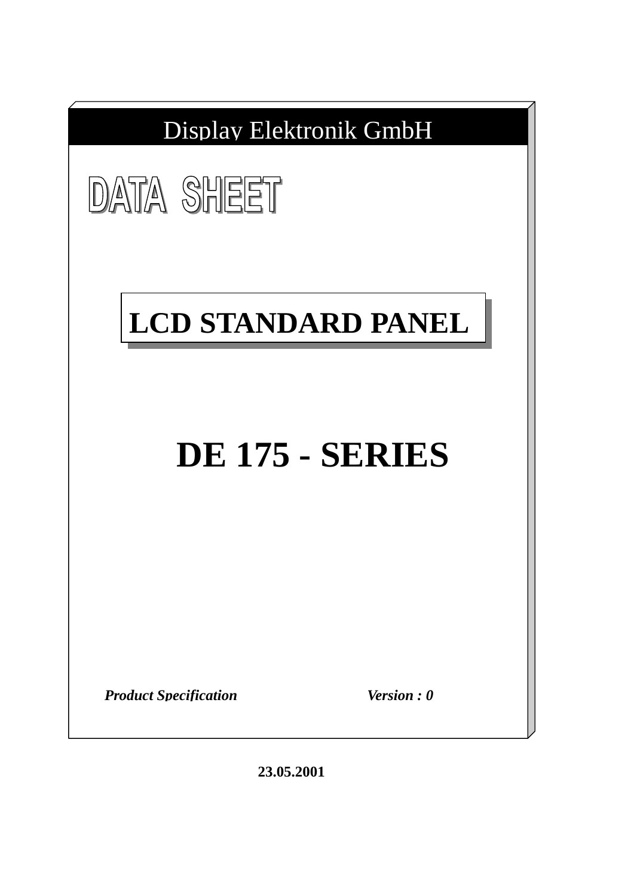Display Elektronik GmbH

# DATA SHEET

## LCD STANDARD PANEL

# DE 175 - SERIES

***Product Specification*** ***Version : 0***

**23.05.2001**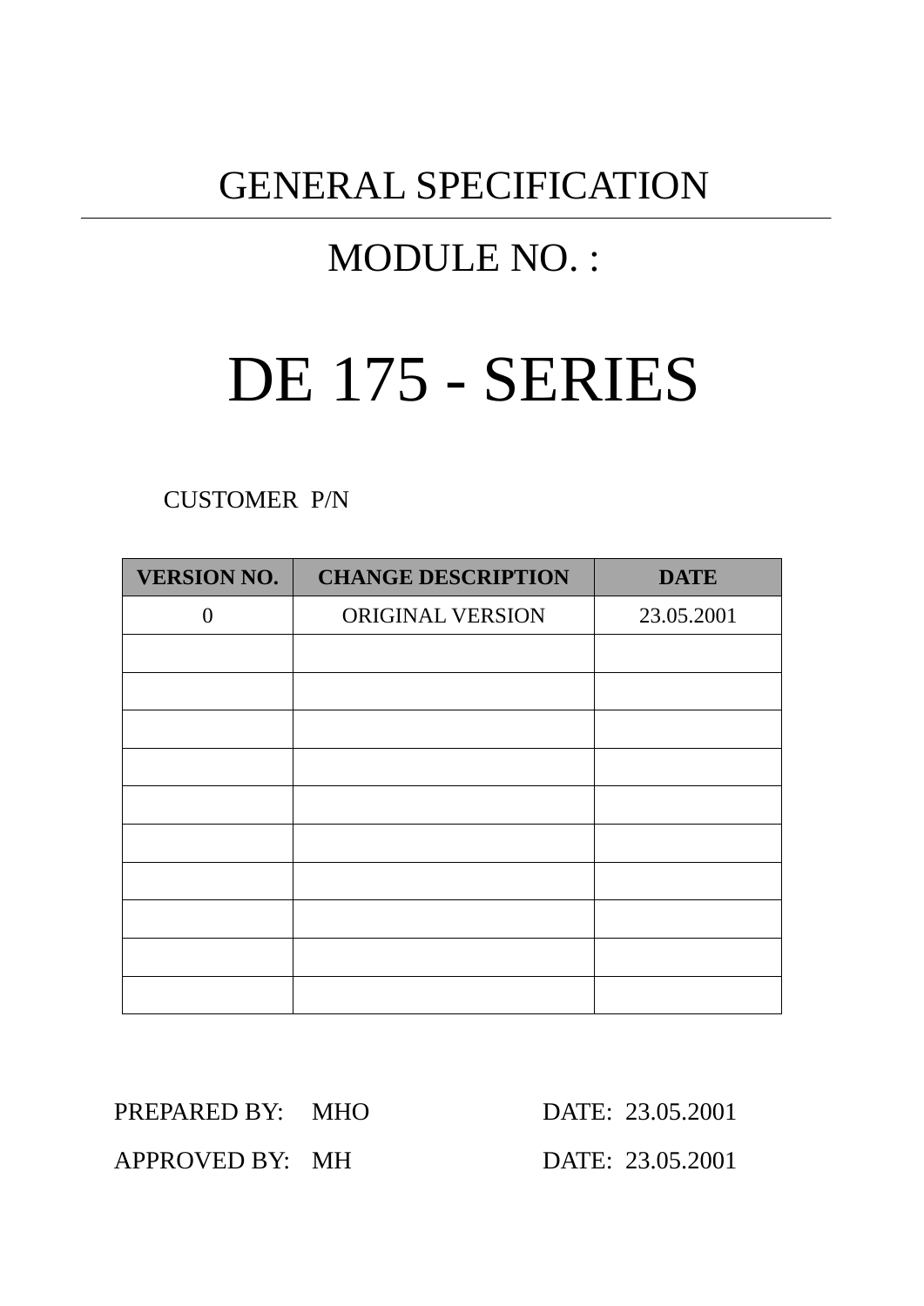# GENERAL SPECIFICATION

---

## MODULE NO. :

# DE 175 - SERIES

CUSTOMER P/N

| VERSION NO. | CHANGE DESCRIPTION | DATE |
|---|---|---|
| 0 | ORIGINAL VERSION | 23.05.2001 |
| | | |
| | | |
| | | |
| | | |
| | | |
| | | |
| | | |
| | | |
| | | |
| | | |

PREPARED BY: MHO DATE: 23.05.2001

APPROVED BY: MH DATE: 23.05.2001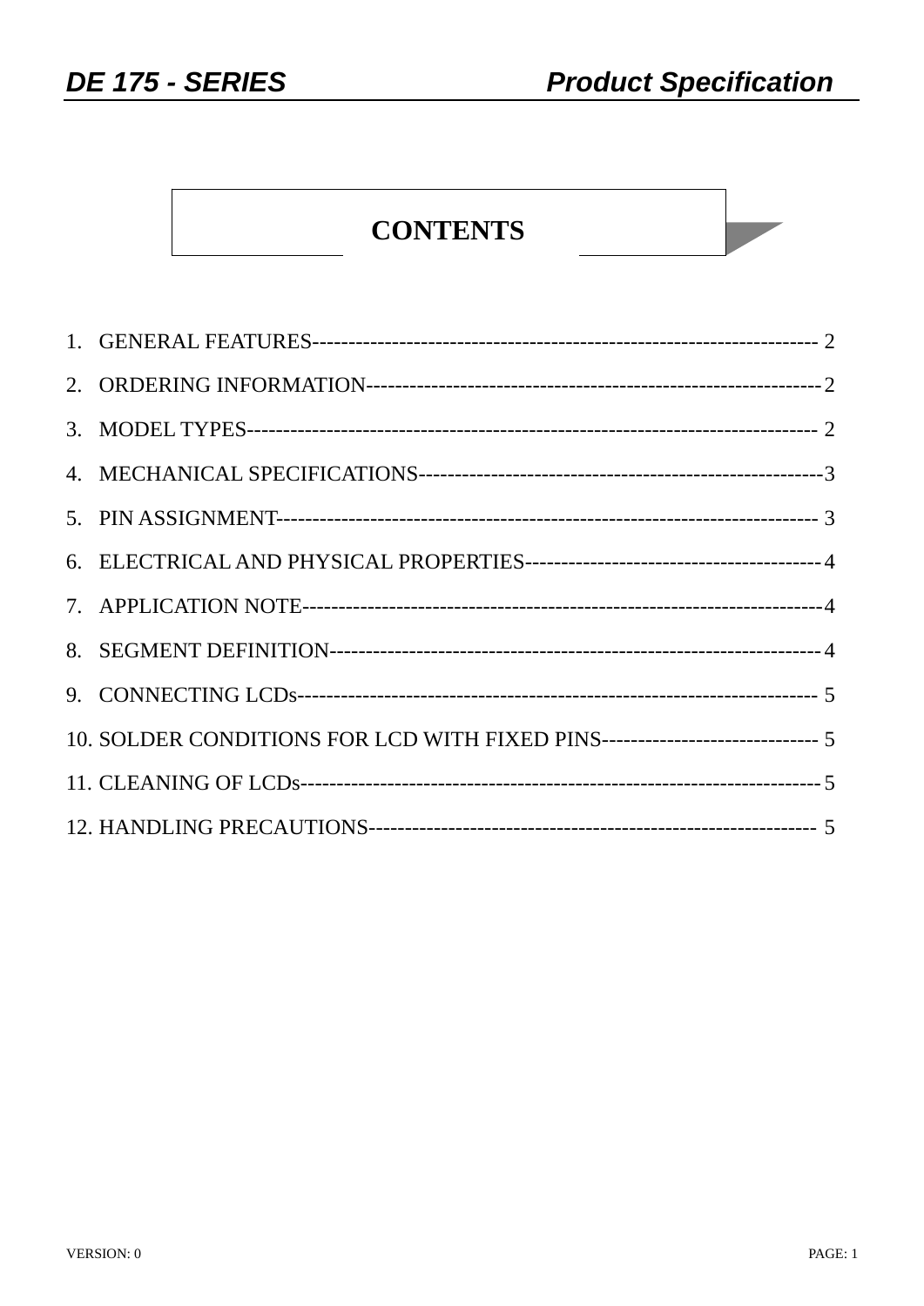# CONTENTS

1. GENERAL FEATURES------------------------------------------------------------------ 2
2. ORDERING INFORMATION---------------------------------------------------------------2
3. MODEL TYPES-------------------------------------------------------------------------- 2
4. MECHANICAL SPECIFICATIONS-------------------------------------------------------3
5. PIN ASSIGNMENT--------------------------------------------------------------------- 3
6. ELECTRICAL AND PHYSICAL PROPERTIES----------------------------------------4
7. APPLICATION NOTE---------------------------------------------------------------------4
8. SEGMENT DEFINITION-------------------------------------------------------------------4
9. CONNECTING LCDs------------------------------------------------------------------- 5
10. SOLDER CONDITIONS FOR LCD WITH FIXED PINS------------------------------ 5
11. CLEANING OF LCDs-------------------------------------------------------------------5
12. HANDLING PRECAUTIONS------------------------------------------------------------ 5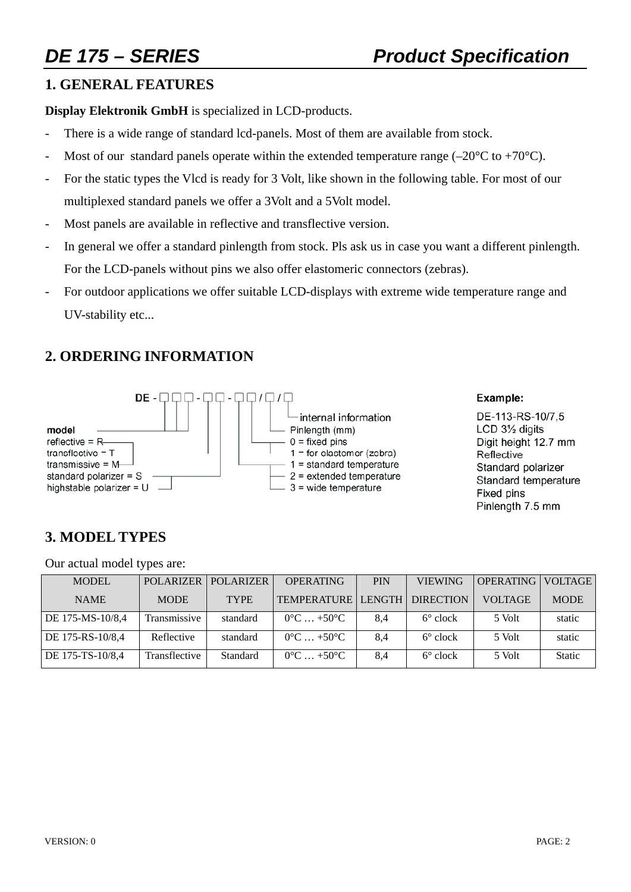# DE 175 – SERIES Product Specification

## 1. GENERAL FEATURES

**Display Elektronik GmbH** is specialized in LCD-products.

- There is a wide range of standard lcd-panels. Most of them are available from stock.
- Most of our standard panels operate within the extended temperature range (–20°C to +70°C).
- For the static types the Vlcd is ready for 3 Volt, like shown in the following table. For most of our multiplexed standard panels we offer a 3Volt and a 5Volt model.
- Most panels are available in reflective and transflective version.
- In general we offer a standard pinlength from stock. Pls ask us in case you want a different pinlength. For the LCD-panels without pins we also offer elastomeric connectors (zebras).
- For outdoor applications we offer suitable LCD-displays with extreme wide temperature range and UV-stability etc...

## 2. ORDERING INFORMATION

DE - □□□ - □□ - □□ / □ / □

- model
- reflective = R
- transflective = T
- transmissive = M
- standard polarizer = S
- highstable polarizer = U
- 1 = standard temperature
- 2 = extended temperature
- 3 = wide temperature
- 0 = fixed pins
- 1 = for elastomer (zebra)
- Pinlength (mm)
- internal information

**Example:**

DE-113-RS-10/7,5
LCD 3½ digits
Digit height 12.7 mm
Reflective
Standard polarizer
Standard temperature
Fixed pins
Pinlength 7.5 mm

## 3. MODEL TYPES

Our actual model types are:

| MODEL NAME | POLARIZER MODE | POLARIZER TYPE | OPERATING TEMPERATURE | PIN LENGTH | VIEWING DIRECTION | OPERATING VOLTAGE | VOLTAGE MODE |
|---|---|---|---|---|---|---|---|
| DE 175-MS-10/8,4 | Transmissive | standard | 0°C … +50°C | 8,4 | 6° clock | 5 Volt | static |
| DE 175-RS-10/8,4 | Reflective | standard | 0°C … +50°C | 8,4 | 6° clock | 5 Volt | static |
| DE 175-TS-10/8,4 | Transflective | Standard | 0°C … +50°C | 8,4 | 6° clock | 5 Volt | Static |

VERSION: 0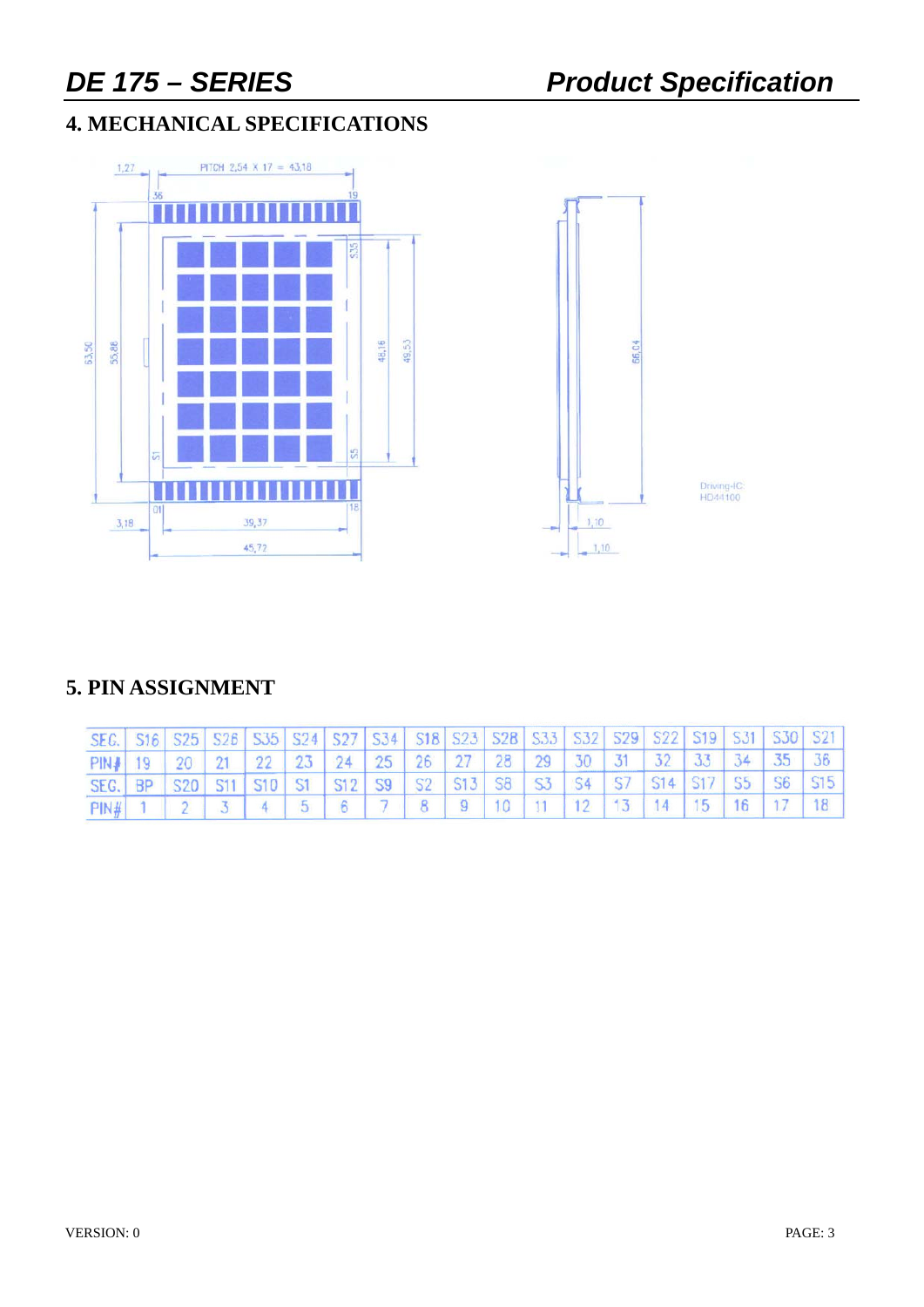## 4. MECHANICAL SPECIFICATIONS

## 5. PIN ASSIGNMENT

| SEG. | S16 | S25 | S26 | S35 | S24 | S27 | S34 | S18 | S23 | S28 | S33 | S32 | S29 | S22 | S19 | S31 | S30 | S21 |
|---|---|---|---|---|---|---|---|---|---|---|---|---|---|---|---|---|---|---|
| PIN# | 19 | 20 | 21 | 22 | 23 | 24 | 25 | 26 | 27 | 28 | 29 | 30 | 31 | 32 | 33 | 34 | 35 | 36 |
| SEG. | BP | S20 | S11 | S10 | S1 | S12 | S9 | S2 | S13 | S8 | S3 | S4 | S7 | S14 | S17 | S5 | S6 | S15 |
| PIN# | 1 | 2 | 3 | 4 | 5 | 6 | 7 | 8 | 9 | 10 | 11 | 12 | 13 | 14 | 15 | 16 | 17 | 18 |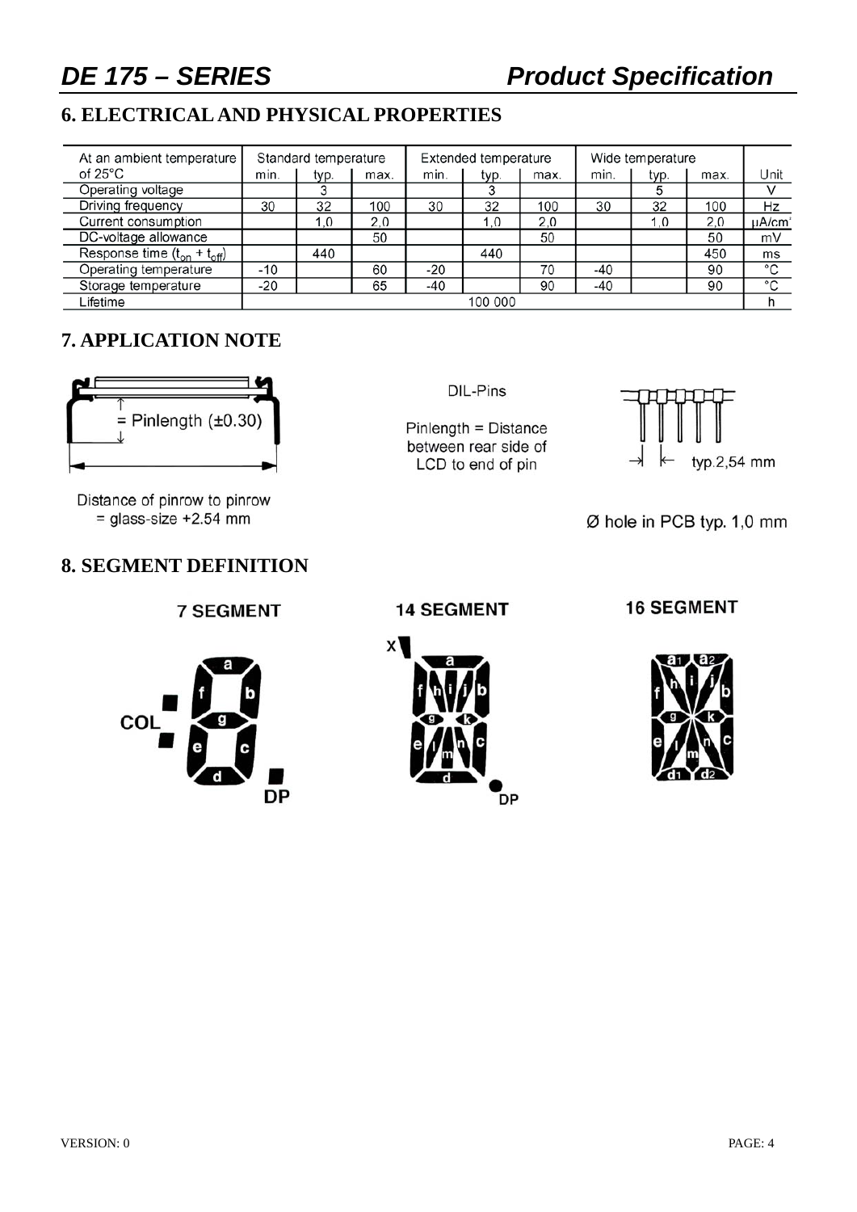## 6. ELECTRICAL AND PHYSICAL PROPERTIES

| At an ambient temperature of 25°C | Standard temperature | | | Extended temperature | | | Wide temperature | | | Unit |
|---|---|---|---|---|---|---|---|---|---|---|
| | min. | typ. | max. | min. | typ. | max. | min. | typ. | max. | |
| Operating voltage | | 3 | | | 3 | | | 5 | | V |
| Driving frequency | 30 | 32 | 100 | 30 | 32 | 100 | 30 | 32 | 100 | Hz |
| Current consumption | | 1,0 | 2,0 | | 1,0 | 2,0 | | 1,0 | 2,0 | µA/cm² |
| DC-voltage allowance | | | 50 | | | 50 | | | 50 | mV |
| Response time ($t_{on}$ + $t_{off}$) | | 440 | | | 440 | | | | 450 | ms |
| Operating temperature | -10 | | 60 | -20 | | 70 | -40 | | 90 | °C |
| Storage temperature | -20 | | 65 | -40 | | 90 | -40 | | 90 | °C |
| Lifetime | 100 000 | | | | | | | | | h |

## 7. APPLICATION NOTE

= Pinlength (±0.30)

Distance of pinrow to pinrow = glass-size +2.54 mm

DIL-Pins

Pinlength = Distance between rear side of LCD to end of pin

typ.2,54 mm

Ø hole in PCB typ. 1,0 mm

## 8. SEGMENT DEFINITION

**7 SEGMENT**

**14 SEGMENT**

**16 SEGMENT**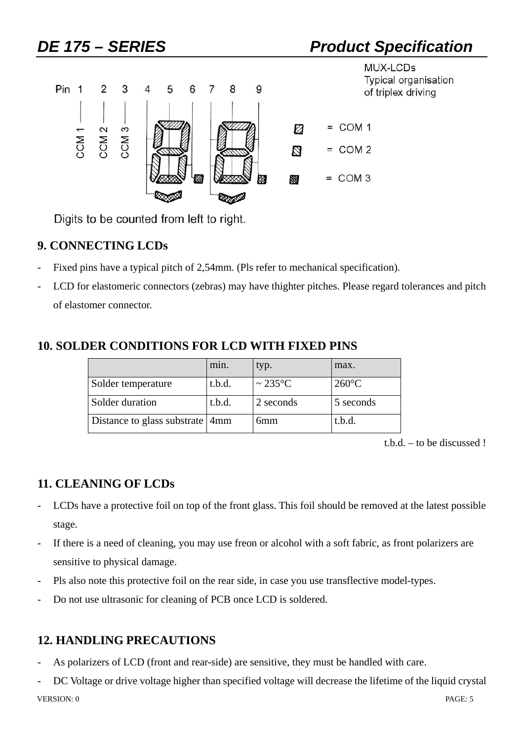MUX-LCDs
Typical organisation
of triplex driving

Pin 1 2 3 4 5 6 7 8 9

CCM 1 CCM 2 CCM 3

= COM 1
= COM 2
= COM 3

Digits to be counted from left to right.

## 9. CONNECTING LCDs

- Fixed pins have a typical pitch of 2,54mm. (Pls refer to mechanical specification).
- LCD for elastomeric connectors (zebras) may have thighter pitches. Please regard tolerances and pitch of elastomer connector.

## 10. SOLDER CONDITIONS FOR LCD WITH FIXED PINS

| | min. | typ. | max. |
|---|---|---|---|
| Solder temperature | t.b.d. | ~ 235°C | 260°C |
| Solder duration | t.b.d. | 2 seconds | 5 seconds |
| Distance to glass substrate | 4mm | 6mm | t.b.d. |

t.b.d. – to be discussed !

## 11. CLEANING OF LCDs

- LCDs have a protective foil on top of the front glass. This foil should be removed at the latest possible stage.
- If there is a need of cleaning, you may use freon or alcohol with a soft fabric, as front polarizers are sensitive to physical damage.
- Pls also note this protective foil on the rear side, in case you use transflective model-types.
- Do not use ultrasonic for cleaning of PCB once LCD is soldered.

## 12. HANDLING PRECAUTIONS

- As polarizers of LCD (front and rear-side) are sensitive, they must be handled with care.
- DC Voltage or drive voltage higher than specified voltage will decrease the lifetime of the liquid crystal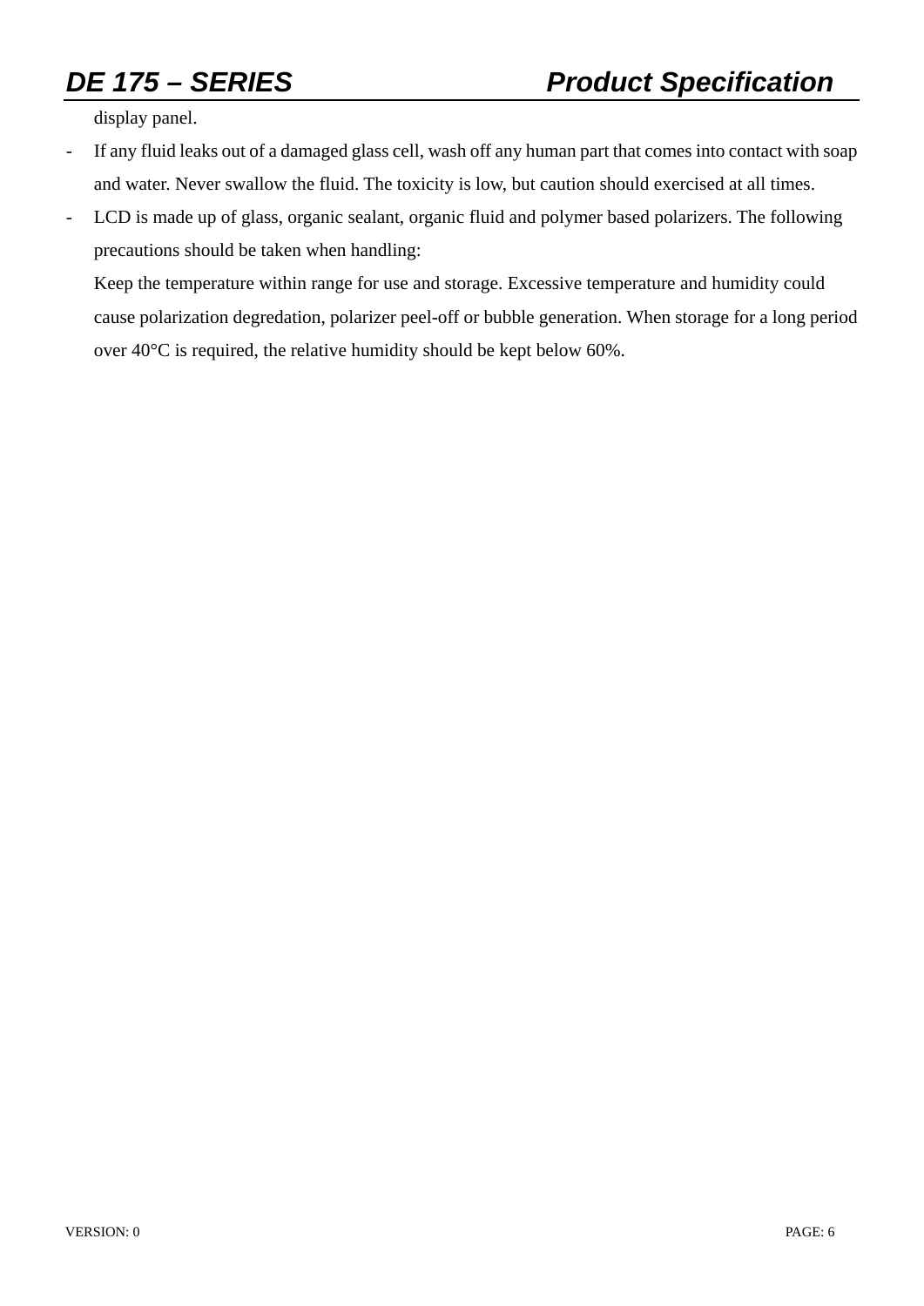display panel.

- If any fluid leaks out of a damaged glass cell, wash off any human part that comes into contact with soap and water. Never swallow the fluid. The toxicity is low, but caution should exercised at all times.
- LCD is made up of glass, organic sealant, organic fluid and polymer based polarizers. The following precautions should be taken when handling:

  Keep the temperature within range for use and storage. Excessive temperature and humidity could cause polarization degredation, polarizer peel-off or bubble generation. When storage for a long period over 40°C is required, the relative humidity should be kept below 60%.